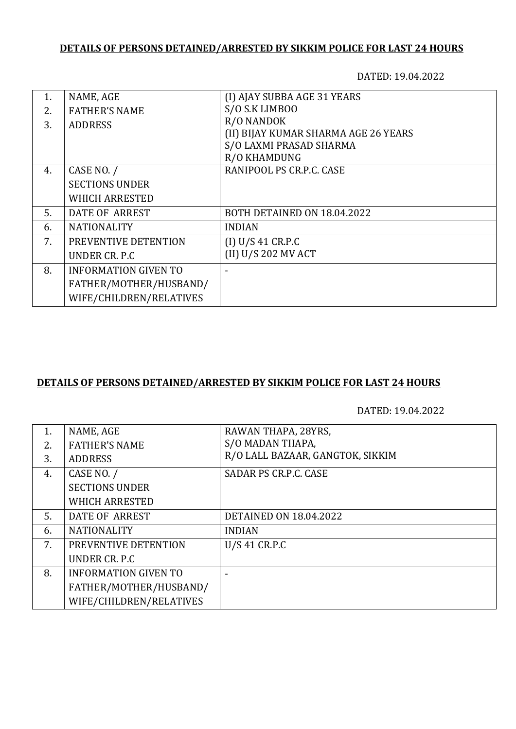**DETAILS OF PERSONS DETAINED/ARRESTED BY SIKKIM POLICE FOR LAST 24 HOURS**

DATED: 19.04.2022

| | | |
|---|---|---|
| 1.<br>2.<br>3. | NAME, AGE<br>FATHER'S NAME<br>ADDRESS | (I) AJAY SUBBA AGE 31 YEARS<br>S/O S.K LIMBOO<br>R/O NANDOK<br>(II) BIJAY KUMAR SHARMA AGE 26 YEARS<br>S/O LAXMI PRASAD SHARMA<br>R/O KHAMDUNG |
| 4. | CASE NO. /<br>SECTIONS UNDER<br>WHICH ARRESTED | RANIPOOL PS CR.P.C. CASE |
| 5. | DATE OF ARREST | BOTH DETAINED ON 18.04.2022 |
| 6. | NATIONALITY | INDIAN |
| 7. | PREVENTIVE DETENTION<br>UNDER CR. P.C | (I) U/S 41 CR.P.C<br>(II) U/S 202 MV ACT |
| 8. | INFORMATION GIVEN TO<br>FATHER/MOTHER/HUSBAND/<br>WIFE/CHILDREN/RELATIVES | - |

**DETAILS OF PERSONS DETAINED/ARRESTED BY SIKKIM POLICE FOR LAST 24 HOURS**

DATED: 19.04.2022

| | | |
|---|---|---|
| 1.<br>2.<br>3. | NAME, AGE<br>FATHER'S NAME<br>ADDRESS | RAWAN THAPA, 28YRS,<br>S/O MADAN THAPA,<br>R/O LALL BAZAAR, GANGTOK, SIKKIM |
| 4. | CASE NO. /<br>SECTIONS UNDER<br>WHICH ARRESTED | SADAR PS CR.P.C. CASE |
| 5. | DATE OF ARREST | DETAINED ON 18.04.2022 |
| 6. | NATIONALITY | INDIAN |
| 7. | PREVENTIVE DETENTION<br>UNDER CR. P.C | U/S 41 CR.P.C |
| 8. | INFORMATION GIVEN TO<br>FATHER/MOTHER/HUSBAND/<br>WIFE/CHILDREN/RELATIVES | - |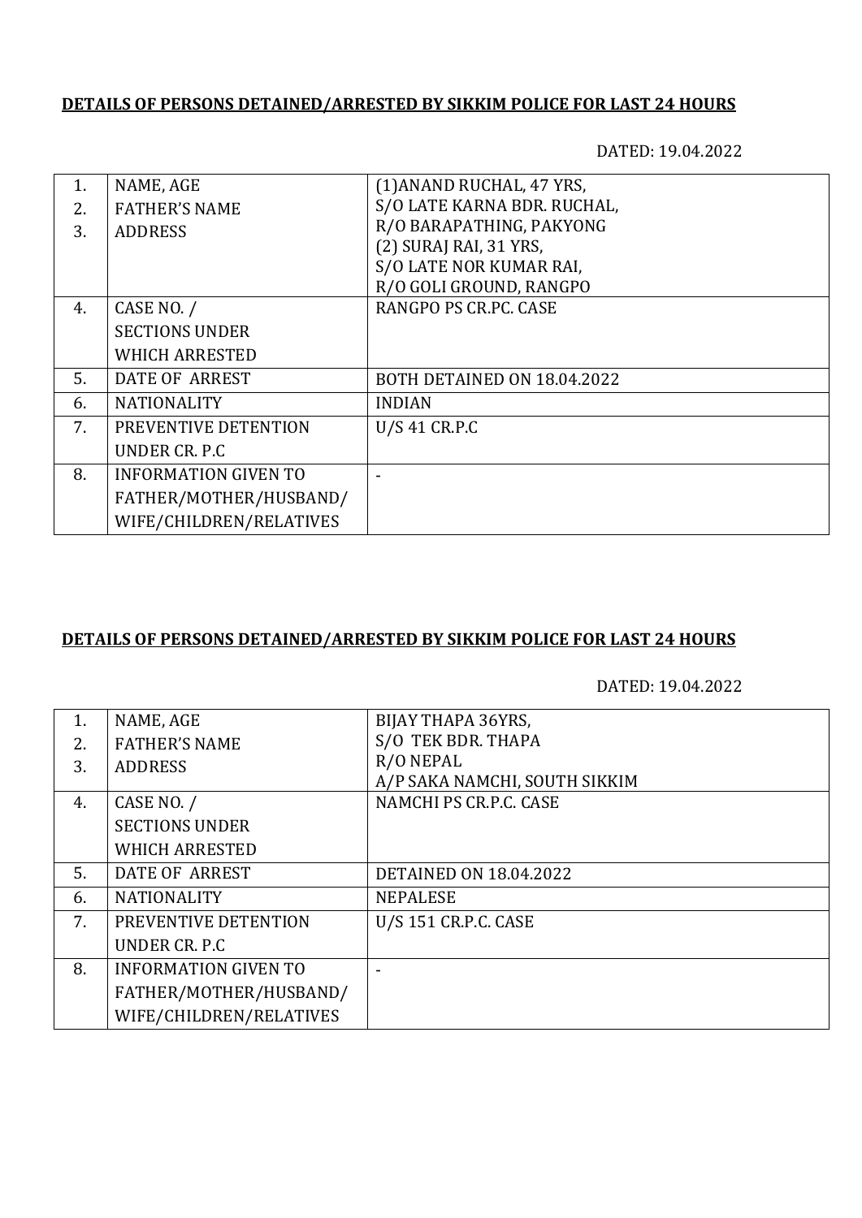**DETAILS OF PERSONS DETAINED/ARRESTED BY SIKKIM POLICE FOR LAST 24 HOURS**

DATED: 19.04.2022

| | | |
|---|---|---|
| 1.<br>2.<br>3. | NAME, AGE<br>FATHER'S NAME<br>ADDRESS | (1)ANAND RUCHAL, 47 YRS,<br>S/O LATE KARNA BDR. RUCHAL,<br>R/O BARAPATHING, PAKYONG<br>(2) SURAJ RAI, 31 YRS,<br>S/O LATE NOR KUMAR RAI,<br>R/O GOLI GROUND, RANGPO |
| 4. | CASE NO. /<br>SECTIONS UNDER<br>WHICH ARRESTED | RANGPO PS CR.PC. CASE |
| 5. | DATE OF ARREST | BOTH DETAINED ON 18.04.2022 |
| 6. | NATIONALITY | INDIAN |
| 7. | PREVENTIVE DETENTION<br>UNDER CR. P.C | U/S 41 CR.P.C |
| 8. | INFORMATION GIVEN TO<br>FATHER/MOTHER/HUSBAND/<br>WIFE/CHILDREN/RELATIVES | - |

**DETAILS OF PERSONS DETAINED/ARRESTED BY SIKKIM POLICE FOR LAST 24 HOURS**

DATED: 19.04.2022

| | | |
|---|---|---|
| 1.<br>2.<br>3. | NAME, AGE<br>FATHER'S NAME<br>ADDRESS | BIJAY THAPA 36YRS,<br>S/O TEK BDR. THAPA<br>R/O NEPAL<br>A/P SAKA NAMCHI, SOUTH SIKKIM |
| 4. | CASE NO. /<br>SECTIONS UNDER<br>WHICH ARRESTED | NAMCHI PS CR.P.C. CASE |
| 5. | DATE OF ARREST | DETAINED ON 18.04.2022 |
| 6. | NATIONALITY | NEPALESE |
| 7. | PREVENTIVE DETENTION<br>UNDER CR. P.C | U/S 151 CR.P.C. CASE |
| 8. | INFORMATION GIVEN TO<br>FATHER/MOTHER/HUSBAND/<br>WIFE/CHILDREN/RELATIVES | - |